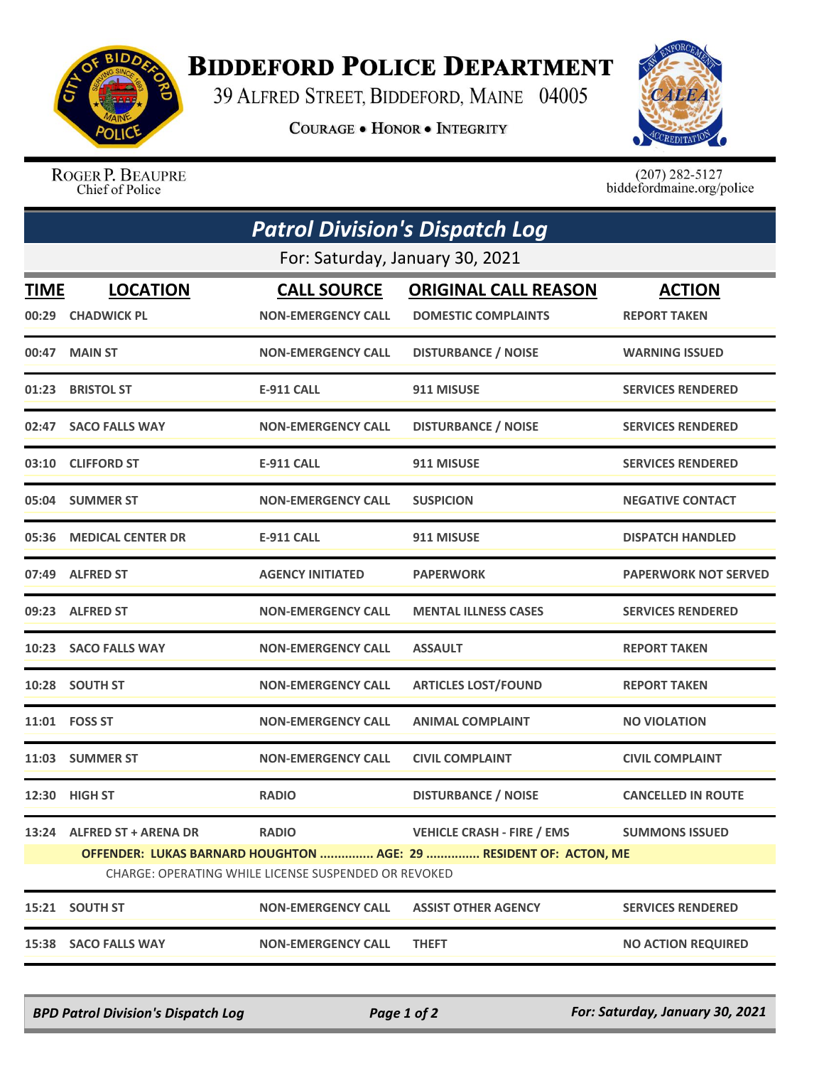# BIDDEFORD POLICE DEPARTMENT

39 ALFRED STREET, BIDDEFORD, MAINE 04005

COURAGE • HONOR • INTEGRITY

ROGER P. BEAUPRE
Chief of Police

(207) 282-5127
biddefordmaine.org/police

## *Patrol Division's Dispatch Log*

For: Saturday, January 30, 2021

| TIME | LOCATION | CALL SOURCE | ORIGINAL CALL REASON | ACTION |
|---|---|---|---|---|
| 00:29 | CHADWICK PL | NON-EMERGENCY CALL | DOMESTIC COMPLAINTS | REPORT TAKEN |
| 00:47 | MAIN ST | NON-EMERGENCY CALL | DISTURBANCE / NOISE | WARNING ISSUED |
| 01:23 | BRISTOL ST | E-911 CALL | 911 MISUSE | SERVICES RENDERED |
| 02:47 | SACO FALLS WAY | NON-EMERGENCY CALL | DISTURBANCE / NOISE | SERVICES RENDERED |
| 03:10 | CLIFFORD ST | E-911 CALL | 911 MISUSE | SERVICES RENDERED |
| 05:04 | SUMMER ST | NON-EMERGENCY CALL | SUSPICION | NEGATIVE CONTACT |
| 05:36 | MEDICAL CENTER DR | E-911 CALL | 911 MISUSE | DISPATCH HANDLED |
| 07:49 | ALFRED ST | AGENCY INITIATED | PAPERWORK | PAPERWORK NOT SERVED |
| 09:23 | ALFRED ST | NON-EMERGENCY CALL | MENTAL ILLNESS CASES | SERVICES RENDERED |
| 10:23 | SACO FALLS WAY | NON-EMERGENCY CALL | ASSAULT | REPORT TAKEN |
| 10:28 | SOUTH ST | NON-EMERGENCY CALL | ARTICLES LOST/FOUND | REPORT TAKEN |
| 11:01 | FOSS ST | NON-EMERGENCY CALL | ANIMAL COMPLAINT | NO VIOLATION |
| 11:03 | SUMMER ST | NON-EMERGENCY CALL | CIVIL COMPLAINT | CIVIL COMPLAINT |
| 12:30 | HIGH ST | RADIO | DISTURBANCE / NOISE | CANCELLED IN ROUTE |
| 13:24 | ALFRED ST + ARENA DR | RADIO | VEHICLE CRASH - FIRE / EMS | SUMMONS ISSUED |
| | OFFENDER: LUKAS BARNARD HOUGHTON ............... AGE: 29 ............... RESIDENT OF: ACTON, ME | | | |
| | CHARGE: OPERATING WHILE LICENSE SUSPENDED OR REVOKED | | | |
| 15:21 | SOUTH ST | NON-EMERGENCY CALL | ASSIST OTHER AGENCY | SERVICES RENDERED |
| 15:38 | SACO FALLS WAY | NON-EMERGENCY CALL | THEFT | NO ACTION REQUIRED |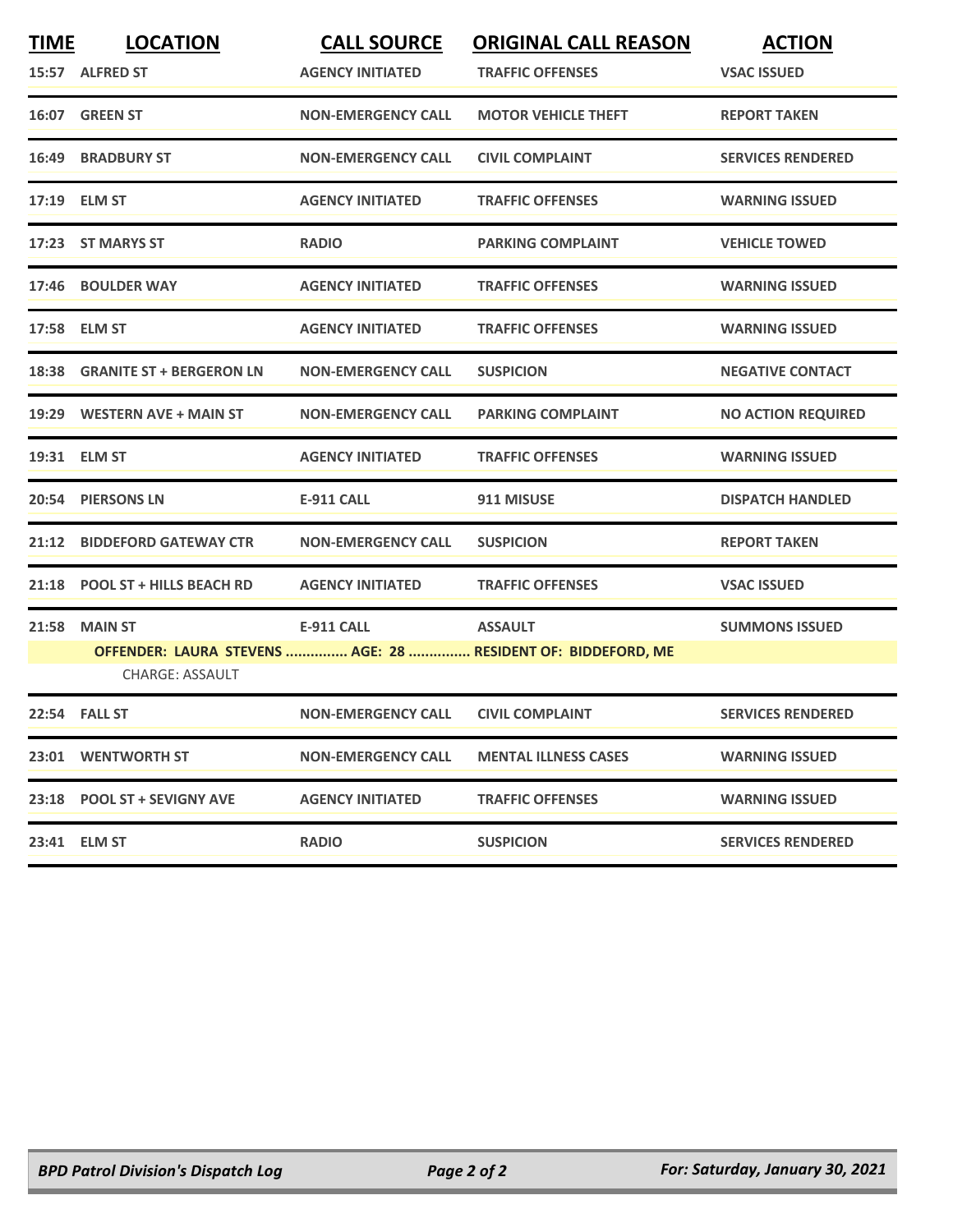| TIME | LOCATION | CALL SOURCE | ORIGINAL CALL REASON | ACTION |
|---|---|---|---|---|
| 15:57 | ALFRED ST | AGENCY INITIATED | TRAFFIC OFFENSES | VSAC ISSUED |
| 16:07 | GREEN ST | NON-EMERGENCY CALL | MOTOR VEHICLE THEFT | REPORT TAKEN |
| 16:49 | BRADBURY ST | NON-EMERGENCY CALL | CIVIL COMPLAINT | SERVICES RENDERED |
| 17:19 | ELM ST | AGENCY INITIATED | TRAFFIC OFFENSES | WARNING ISSUED |
| 17:23 | ST MARYS ST | RADIO | PARKING COMPLAINT | VEHICLE TOWED |
| 17:46 | BOULDER WAY | AGENCY INITIATED | TRAFFIC OFFENSES | WARNING ISSUED |
| 17:58 | ELM ST | AGENCY INITIATED | TRAFFIC OFFENSES | WARNING ISSUED |
| 18:38 | GRANITE ST + BERGERON LN | NON-EMERGENCY CALL | SUSPICION | NEGATIVE CONTACT |
| 19:29 | WESTERN AVE + MAIN ST | NON-EMERGENCY CALL | PARKING COMPLAINT | NO ACTION REQUIRED |
| 19:31 | ELM ST | AGENCY INITIATED | TRAFFIC OFFENSES | WARNING ISSUED |
| 20:54 | PIERSONS LN | E-911 CALL | 911 MISUSE | DISPATCH HANDLED |
| 21:12 | BIDDEFORD GATEWAY CTR | NON-EMERGENCY CALL | SUSPICION | REPORT TAKEN |
| 21:18 | POOL ST + HILLS BEACH RD | AGENCY INITIATED | TRAFFIC OFFENSES | VSAC ISSUED |
| 21:58 | MAIN ST | E-911 CALL | ASSAULT | SUMMONS ISSUED |
| | OFFENDER: LAURA STEVENS ............... AGE: 28 ............... RESIDENT OF: BIDDEFORD, ME | | | |
| | CHARGE: ASSAULT | | | |
| 22:54 | FALL ST | NON-EMERGENCY CALL | CIVIL COMPLAINT | SERVICES RENDERED |
| 23:01 | WENTWORTH ST | NON-EMERGENCY CALL | MENTAL ILLNESS CASES | WARNING ISSUED |
| 23:18 | POOL ST + SEVIGNY AVE | AGENCY INITIATED | TRAFFIC OFFENSES | WARNING ISSUED |
| 23:41 | ELM ST | RADIO | SUSPICION | SERVICES RENDERED |